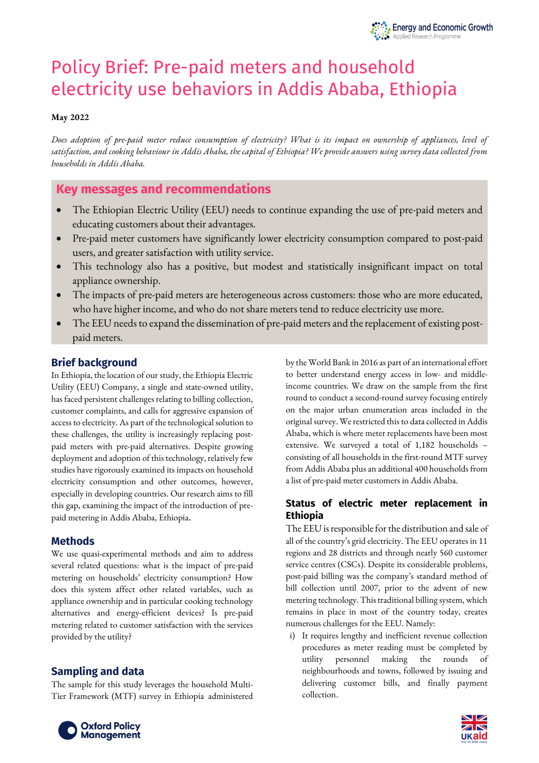# Policy Brief: Pre-paid meters and household electricity use behaviors in Addis Ababa, Ethiopia

**May 2022**

*Does adoption of pre-paid meter reduce consumption of electricity? What is its impact on ownership of appliances, level of satisfaction, and cooking behaviour in Addis Ababa, the capital of Ethiopia? We provide answers using survey data collected from households in Addis Ababa.*

## Key messages and recommendations

- The Ethiopian Electric Utility (EEU) needs to continue expanding the use of pre-paid meters and educating customers about their advantages.
- Pre-paid meter customers have significantly lower electricity consumption compared to post-paid users, and greater satisfaction with utility service.
- This technology also has a positive, but modest and statistically insignificant impact on total appliance ownership.
- The impacts of pre-paid meters are heterogeneous across customers: those who are more educated, who have higher income, and who do not share meters tend to reduce electricity use more.
- The EEU needs to expand the dissemination of pre-paid meters and the replacement of existing post-paid meters.

## Brief background

In Ethiopia, the location of our study, the Ethiopia Electric Utility (EEU) Company, a single and state-owned utility, has faced persistent challenges relating to billing collection, customer complaints, and calls for aggressive expansion of access to electricity. As part of the technological solution to these challenges, the utility is increasingly replacing post-paid meters with pre-paid alternatives. Despite growing deployment and adoption of this technology, relatively few studies have rigorously examined its impacts on household electricity consumption and other outcomes, however, especially in developing countries. Our research aims to fill this gap, examining the impact of the introduction of pre-paid metering in Addis Ababa, Ethiopia.

## Methods

We use quasi-experimental methods and aim to address several related questions: what is the impact of pre-paid metering on households' electricity consumption? How does this system affect other related variables, such as appliance ownership and in particular cooking technology alternatives and energy-efficient devices? Is pre-paid metering related to customer satisfaction with the services provided by the utility?

## Sampling and data

The sample for this study leverages the household Multi-Tier Framework (MTF) survey in Ethiopia administered by the World Bank in 2016 as part of an international effort to better understand energy access in low- and middle-income countries. We draw on the sample from the first round to conduct a second-round survey focusing entirely on the major urban enumeration areas included in the original survey. We restricted this to data collected in Addis Ababa, which is where meter replacements have been most extensive. We surveyed a total of 1,182 households – consisting of all households in the first-round MTF survey from Addis Ababa plus an additional 400 households from a list of pre-paid meter customers in Addis Ababa.

### Status of electric meter replacement in Ethiopia

The EEU is responsible for the distribution and sale of all of the country's grid electricity. The EEU operates in 11 regions and 28 districts and through nearly 560 customer service centres (CSCs). Despite its considerable problems, post-paid billing was the company's standard method of bill collection until 2007, prior to the advent of new metering technology. This traditional billing system, which remains in place in most of the country today, creates numerous challenges for the EEU. Namely:

i) It requires lengthy and inefficient revenue collection procedures as meter reading must be completed by utility personnel making the rounds of neighbourhoods and towns, followed by issuing and delivering customer bills, and finally payment collection.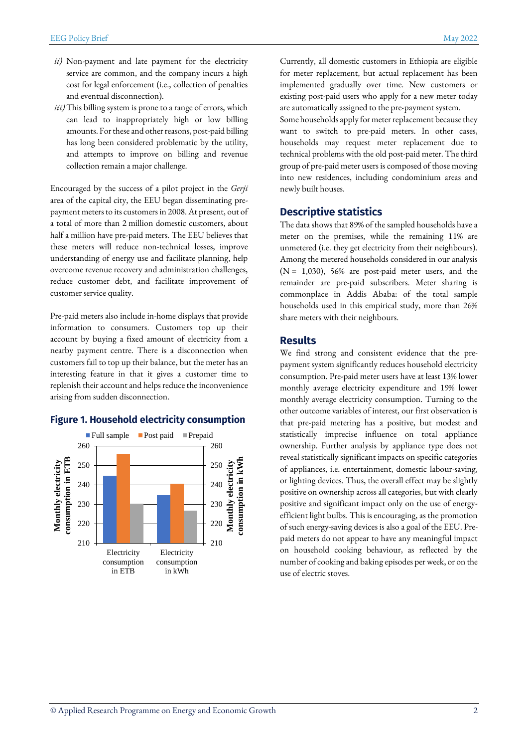*ii)* Non-payment and late payment for the electricity service are common, and the company incurs a high cost for legal enforcement (i.e., collection of penalties and eventual disconnection).

*iii)* This billing system is prone to a range of errors, which can lead to inappropriately high or low billing amounts. For these and other reasons, post-paid billing has long been considered problematic by the utility, and attempts to improve on billing and revenue collection remain a major challenge.

Encouraged by the success of a pilot project in the *Gerji* area of the capital city, the EEU began disseminating pre-payment meters to its customers in 2008. At present, out of a total of more than 2 million domestic customers, about half a million have pre-paid meters. The EEU believes that these meters will reduce non-technical losses, improve understanding of energy use and facilitate planning, help overcome revenue recovery and administration challenges, reduce customer debt, and facilitate improvement of customer service quality.

Pre-paid meters also include in-home displays that provide information to consumers. Customers top up their account by buying a fixed amount of electricity from a nearby payment centre. There is a disconnection when customers fail to top up their balance, but the meter has an interesting feature in that it gives a customer time to replenish their account and helps reduce the inconvenience arising from sudden disconnection.

### Figure 1. Household electricity consumption

| | Full sample | Post paid | Prepaid |
|---|---|---|---|
| Electricity consumption in ETB | ~244.5 | ~255.5 | ~230 |
| Electricity consumption in kWh | ~234.5 | ~240.5 | ~226.5 |

Currently, all domestic customers in Ethiopia are eligible for meter replacement, but actual replacement has been implemented gradually over time. New customers or existing post-paid users who apply for a new meter today are automatically assigned to the pre-payment system.

Some households apply for meter replacement because they want to switch to pre-paid meters. In other cases, households may request meter replacement due to technical problems with the old post-paid meter. The third group of pre-paid meter users is composed of those moving into new residences, including condominium areas and newly built houses.

## Descriptive statistics

The data shows that 89% of the sampled households have a meter on the premises, while the remaining 11% are unmetered (i.e. they get electricity from their neighbours). Among the metered households considered in our analysis (N = 1,030), 56% are post-paid meter users, and the remainder are pre-paid subscribers. Meter sharing is commonplace in Addis Ababa: of the total sample households used in this empirical study, more than 26% share meters with their neighbours.

## Results

We find strong and consistent evidence that the pre-payment system significantly reduces household electricity consumption. Pre-paid meter users have at least 13% lower monthly average electricity expenditure and 19% lower monthly average electricity consumption. Turning to the other outcome variables of interest, our first observation is that pre-paid metering has a positive, but modest and statistically imprecise influence on total appliance ownership. Further analysis by appliance type does not reveal statistically significant impacts on specific categories of appliances, i.e. entertainment, domestic labour-saving, or lighting devices. Thus, the overall effect may be slightly positive on ownership across all categories, but with clearly positive and significant impact only on the use of energy-efficient light bulbs. This is encouraging, as the promotion of such energy-saving devices is also a goal of the EEU. Pre-paid meters do not appear to have any meaningful impact on household cooking behaviour, as reflected by the number of cooking and baking episodes per week, or on the use of electric stoves.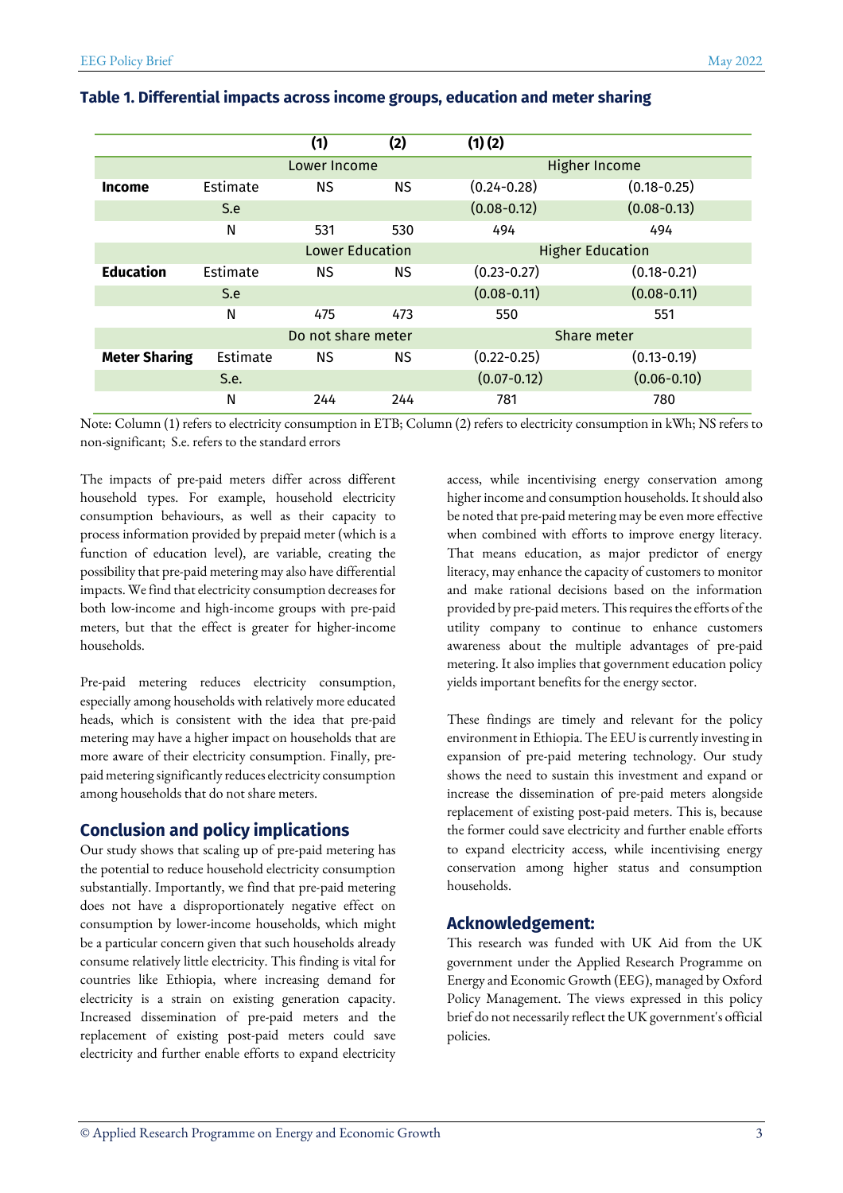## Table 1. Differential impacts across income groups, education and meter sharing

| | | (1) | (2) | (1) (2) | |
|---|---|---|---|---|---|
| | | Lower Income | | Higher Income | |
| **Income** | Estimate | NS | NS | (0.24-0.28) | (0.18-0.25) |
| | S.e | | | (0.08-0.12) | (0.08-0.13) |
| | N | 531 | 530 | 494 | 494 |
| | | Lower Education | | Higher Education | |
| **Education** | Estimate | NS | NS | (0.23-0.27) | (0.18-0.21) |
| | S.e | | | (0.08-0.11) | (0.08-0.11) |
| | N | 475 | 473 | 550 | 551 |
| | | Do not share meter | | Share meter | |
| **Meter Sharing** | Estimate | NS | NS | (0.22-0.25) | (0.13-0.19) |
| | S.e. | | | (0.07-0.12) | (0.06-0.10) |
| | N | 244 | 244 | 781 | 780 |

Note: Column (1) refers to electricity consumption in ETB; Column (2) refers to electricity consumption in kWh; NS refers to non-significant; S.e. refers to the standard errors

The impacts of pre-paid meters differ across different household types. For example, household electricity consumption behaviours, as well as their capacity to process information provided by prepaid meter (which is a function of education level), are variable, creating the possibility that pre-paid metering may also have differential impacts. We find that electricity consumption decreases for both low-income and high-income groups with pre-paid meters, but that the effect is greater for higher-income households.

Pre-paid metering reduces electricity consumption, especially among households with relatively more educated heads, which is consistent with the idea that pre-paid metering may have a higher impact on households that are more aware of their electricity consumption. Finally, pre-paid metering significantly reduces electricity consumption among households that do not share meters.

## Conclusion and policy implications

Our study shows that scaling up of pre-paid metering has the potential to reduce household electricity consumption substantially. Importantly, we find that pre-paid metering does not have a disproportionately negative effect on consumption by lower-income households, which might be a particular concern given that such households already consume relatively little electricity. This finding is vital for countries like Ethiopia, where increasing demand for electricity is a strain on existing generation capacity. Increased dissemination of pre-paid meters and the replacement of existing post-paid meters could save electricity and further enable efforts to expand electricity access, while incentivising energy conservation among higher income and consumption households. It should also be noted that pre-paid metering may be even more effective when combined with efforts to improve energy literacy. That means education, as major predictor of energy literacy, may enhance the capacity of customers to monitor and make rational decisions based on the information provided by pre-paid meters. This requires the efforts of the utility company to continue to enhance customers awareness about the multiple advantages of pre-paid metering. It also implies that government education policy yields important benefits for the energy sector.

These findings are timely and relevant for the policy environment in Ethiopia. The EEU is currently investing in expansion of pre-paid metering technology. Our study shows the need to sustain this investment and expand or increase the dissemination of pre-paid meters alongside replacement of existing post-paid meters. This is, because the former could save electricity and further enable efforts to expand electricity access, while incentivising energy conservation among higher status and consumption households.

## Acknowledgement:

This research was funded with UK Aid from the UK government under the Applied Research Programme on Energy and Economic Growth (EEG), managed by Oxford Policy Management. The views expressed in this policy brief do not necessarily reflect the UK government's official policies.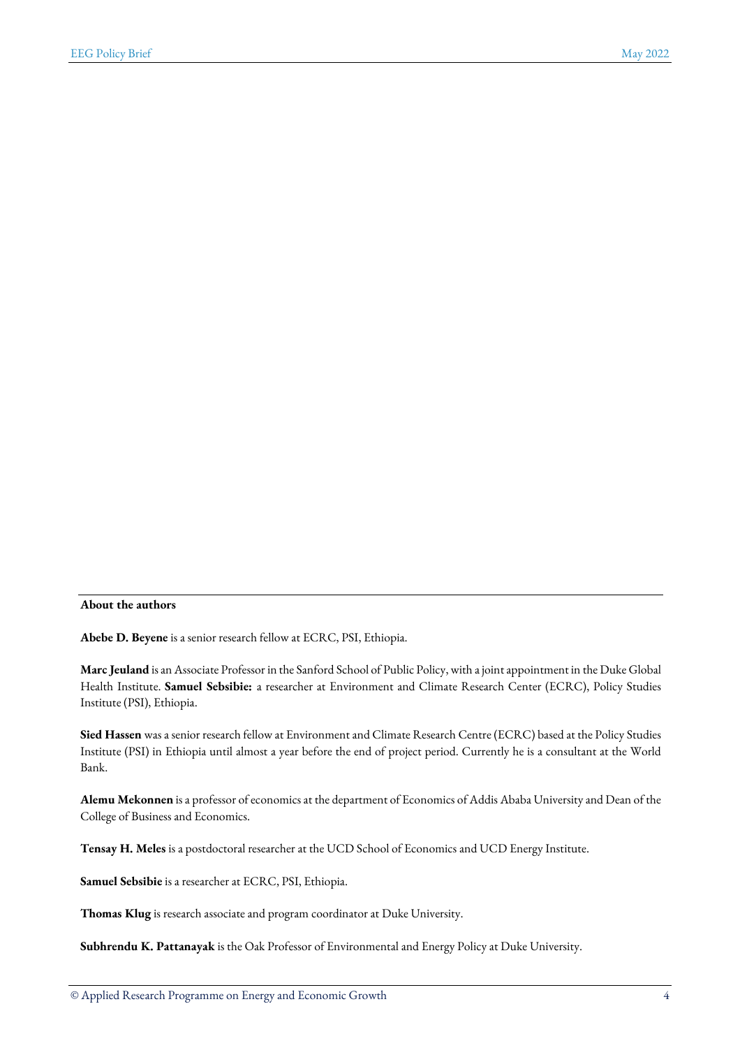**About the authors**

**Abebe D. Beyene** is a senior research fellow at ECRC, PSI, Ethiopia.

**Marc Jeuland** is an Associate Professor in the Sanford School of Public Policy, with a joint appointment in the Duke Global Health Institute. **Samuel Sebsibie:** a researcher at Environment and Climate Research Center (ECRC), Policy Studies Institute (PSI), Ethiopia.

**Sied Hassen** was a senior research fellow at Environment and Climate Research Centre (ECRC) based at the Policy Studies Institute (PSI) in Ethiopia until almost a year before the end of project period. Currently he is a consultant at the World Bank.

**Alemu Mekonnen** is a professor of economics at the department of Economics of Addis Ababa University and Dean of the College of Business and Economics.

**Tensay H. Meles** is a postdoctoral researcher at the UCD School of Economics and UCD Energy Institute.

**Samuel Sebsibie** is a researcher at ECRC, PSI, Ethiopia.

**Thomas Klug** is research associate and program coordinator at Duke University.

**Subhrendu K. Pattanayak** is the Oak Professor of Environmental and Energy Policy at Duke University.